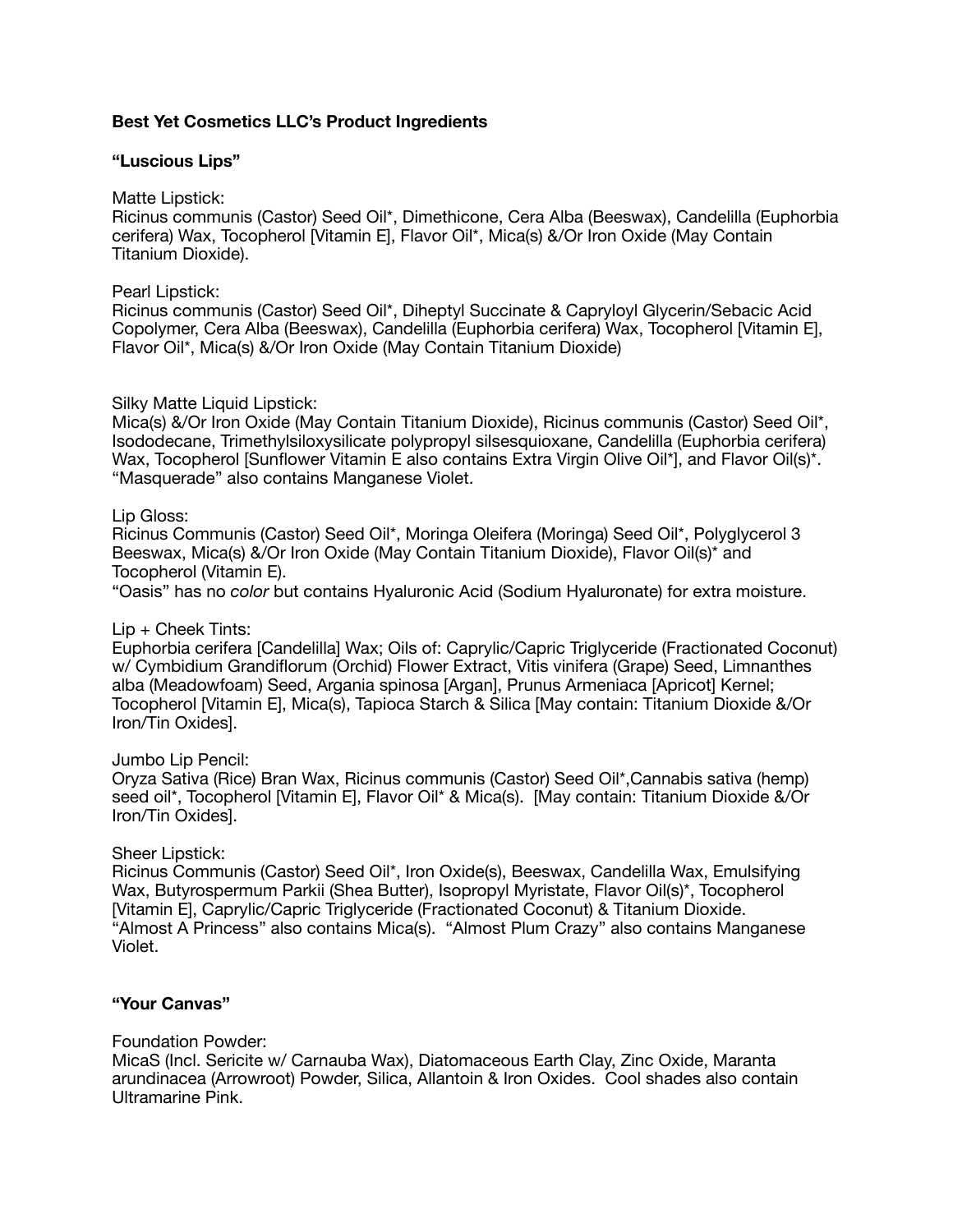**Best Yet Cosmetics LLC's Product Ingredients**

**"Luscious Lips"**

Matte Lipstick:
Ricinus communis (Castor) Seed Oil*, Dimethicone, Cera Alba (Beeswax), Candelilla (Euphorbia cerifera) Wax, Tocopherol [Vitamin E], Flavor Oil*, Mica(s) &/Or Iron Oxide (May Contain Titanium Dioxide).

Pearl Lipstick:
Ricinus communis (Castor) Seed Oil*, Diheptyl Succinate & Capryloyl Glycerin/Sebacic Acid Copolymer, Cera Alba (Beeswax), Candelilla (Euphorbia cerifera) Wax, Tocopherol [Vitamin E], Flavor Oil*, Mica(s) &/Or Iron Oxide (May Contain Titanium Dioxide)

Silky Matte Liquid Lipstick:
Mica(s) &/Or Iron Oxide (May Contain Titanium Dioxide), Ricinus communis (Castor) Seed Oil*, Isododecane, Trimethylsiloxysilicate polypropyl silsesquioxane, Candelilla (Euphorbia cerifera) Wax, Tocopherol [Sunflower Vitamin E also contains Extra Virgin Olive Oil*], and Flavor Oil(s)*. "Masquerade" also contains Manganese Violet.

Lip Gloss:
Ricinus Communis (Castor) Seed Oil*, Moringa Oleifera (Moringa) Seed Oil*, Polyglycerol 3 Beeswax, Mica(s) &/Or Iron Oxide (May Contain Titanium Dioxide), Flavor Oil(s)* and Tocopherol (Vitamin E).
"Oasis" has no *color* but contains Hyaluronic Acid (Sodium Hyaluronate) for extra moisture.

Lip + Cheek Tints:
Euphorbia cerifera [Candelilla] Wax; Oils of: Caprylic/Capric Triglyceride (Fractionated Coconut) w/ Cymbidium Grandiflorum (Orchid) Flower Extract, Vitis vinifera (Grape) Seed, Limnanthes alba (Meadowfoam) Seed, Argania spinosa [Argan], Prunus Armeniaca [Apricot] Kernel; Tocopherol [Vitamin E], Mica(s), Tapioca Starch & Silica [May contain: Titanium Dioxide &/Or Iron/Tin Oxides].

Jumbo Lip Pencil:
Oryza Sativa (Rice) Bran Wax, Ricinus communis (Castor) Seed Oil*,Cannabis sativa (hemp) seed oil*, Tocopherol [Vitamin E], Flavor Oil* & Mica(s). [May contain: Titanium Dioxide &/Or Iron/Tin Oxides].

Sheer Lipstick:
Ricinus Communis (Castor) Seed Oil*, Iron Oxide(s), Beeswax, Candelilla Wax, Emulsifying Wax, Butyrospermum Parkii (Shea Butter), Isopropyl Myristate, Flavor Oil(s)*, Tocopherol [Vitamin E], Caprylic/Capric Triglyceride (Fractionated Coconut) & Titanium Dioxide. "Almost A Princess" also contains Mica(s). "Almost Plum Crazy" also contains Manganese Violet.

**"Your Canvas"**

Foundation Powder:
MicaS (Incl. Sericite w/ Carnauba Wax), Diatomaceous Earth Clay, Zinc Oxide, Maranta arundinacea (Arrowroot) Powder, Silica, Allantoin & Iron Oxides. Cool shades also contain Ultramarine Pink.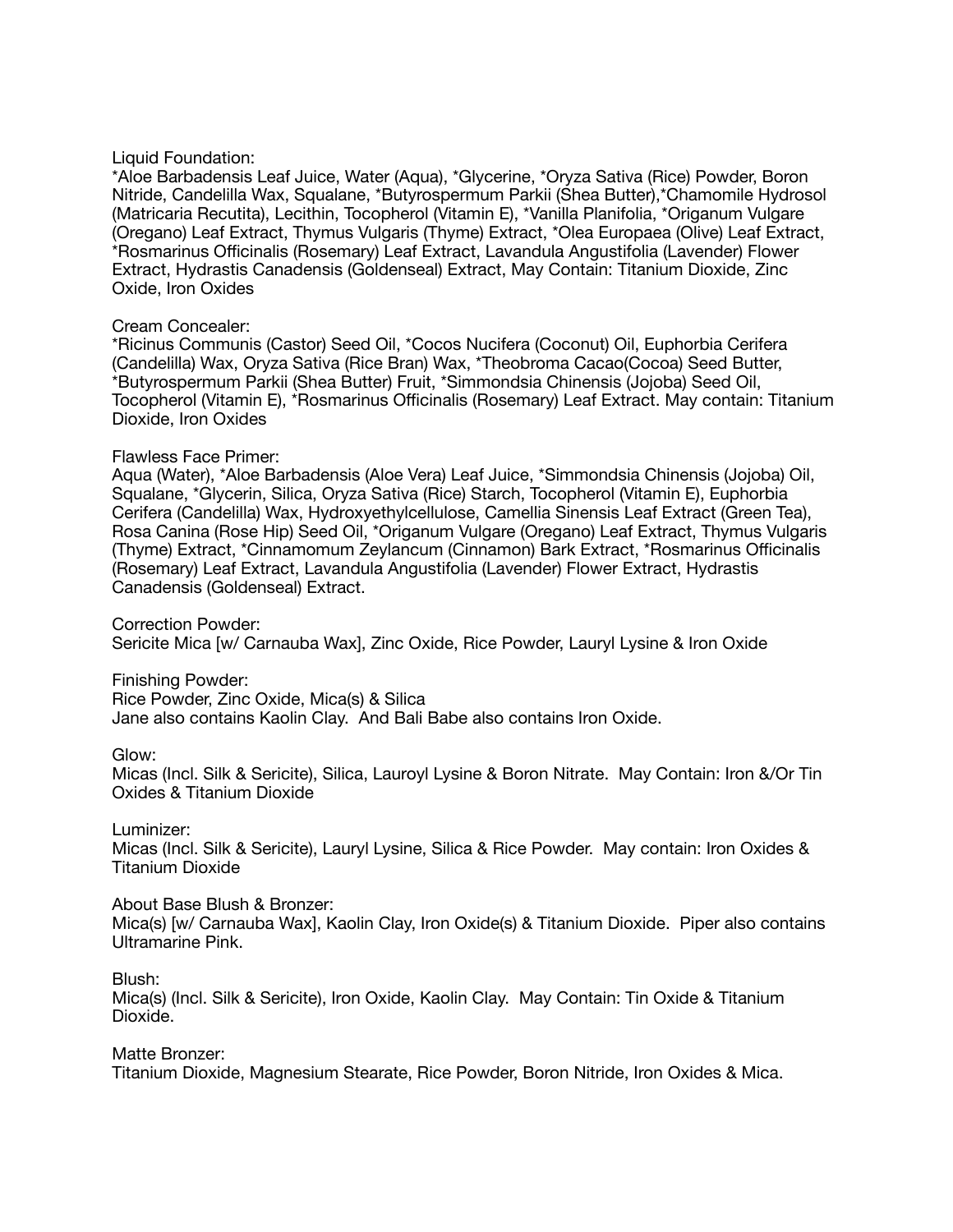Liquid Foundation:
*Aloe Barbadensis Leaf Juice, Water (Aqua), *Glycerine, *Oryza Sativa (Rice) Powder, Boron Nitride, Candelilla Wax, Squalane, *Butyrospermum Parkii (Shea Butter),*Chamomile Hydrosol (Matricaria Recutita), Lecithin, Tocopherol (Vitamin E), *Vanilla Planifolia, *Origanum Vulgare (Oregano) Leaf Extract, Thymus Vulgaris (Thyme) Extract, *Olea Europaea (Olive) Leaf Extract, *Rosmarinus Officinalis (Rosemary) Leaf Extract, Lavandula Angustifolia (Lavender) Flower Extract, Hydrastis Canadensis (Goldenseal) Extract, May Contain: Titanium Dioxide, Zinc Oxide, Iron Oxides

Cream Concealer:
*Ricinus Communis (Castor) Seed Oil, *Cocos Nucifera (Coconut) Oil, Euphorbia Cerifera (Candelilla) Wax, Oryza Sativa (Rice Bran) Wax, *Theobroma Cacao(Cocoa) Seed Butter, *Butyrospermum Parkii (Shea Butter) Fruit, *Simmondsia Chinensis (Jojoba) Seed Oil, Tocopherol (Vitamin E), *Rosmarinus Officinalis (Rosemary) Leaf Extract. May contain: Titanium Dioxide, Iron Oxides

Flawless Face Primer:
Aqua (Water), *Aloe Barbadensis (Aloe Vera) Leaf Juice, *Simmondsia Chinensis (Jojoba) Oil, Squalane, *Glycerin, Silica, Oryza Sativa (Rice) Starch, Tocopherol (Vitamin E), Euphorbia Cerifera (Candelilla) Wax, Hydroxyethylcellulose, Camellia Sinensis Leaf Extract (Green Tea), Rosa Canina (Rose Hip) Seed Oil, *Origanum Vulgare (Oregano) Leaf Extract, Thymus Vulgaris (Thyme) Extract, *Cinnamomum Zeylancum (Cinnamon) Bark Extract, *Rosmarinus Officinalis (Rosemary) Leaf Extract, Lavandula Angustifolia (Lavender) Flower Extract, Hydrastis Canadensis (Goldenseal) Extract.

Correction Powder:
Sericite Mica [w/ Carnauba Wax], Zinc Oxide, Rice Powder, Lauryl Lysine & Iron Oxide

Finishing Powder:
Rice Powder, Zinc Oxide, Mica(s) & Silica
Jane also contains Kaolin Clay. And Bali Babe also contains Iron Oxide.

Glow:
Micas (Incl. Silk & Sericite), Silica, Lauroyl Lysine & Boron Nitrate. May Contain: Iron &/Or Tin Oxides & Titanium Dioxide

Luminizer:
Micas (Incl. Silk & Sericite), Lauryl Lysine, Silica & Rice Powder. May contain: Iron Oxides & Titanium Dioxide

About Base Blush & Bronzer:
Mica(s) [w/ Carnauba Wax], Kaolin Clay, Iron Oxide(s) & Titanium Dioxide. Piper also contains Ultramarine Pink.

Blush:
Mica(s) (Incl. Silk & Sericite), Iron Oxide, Kaolin Clay. May Contain: Tin Oxide & Titanium Dioxide.

Matte Bronzer:
Titanium Dioxide, Magnesium Stearate, Rice Powder, Boron Nitride, Iron Oxides & Mica.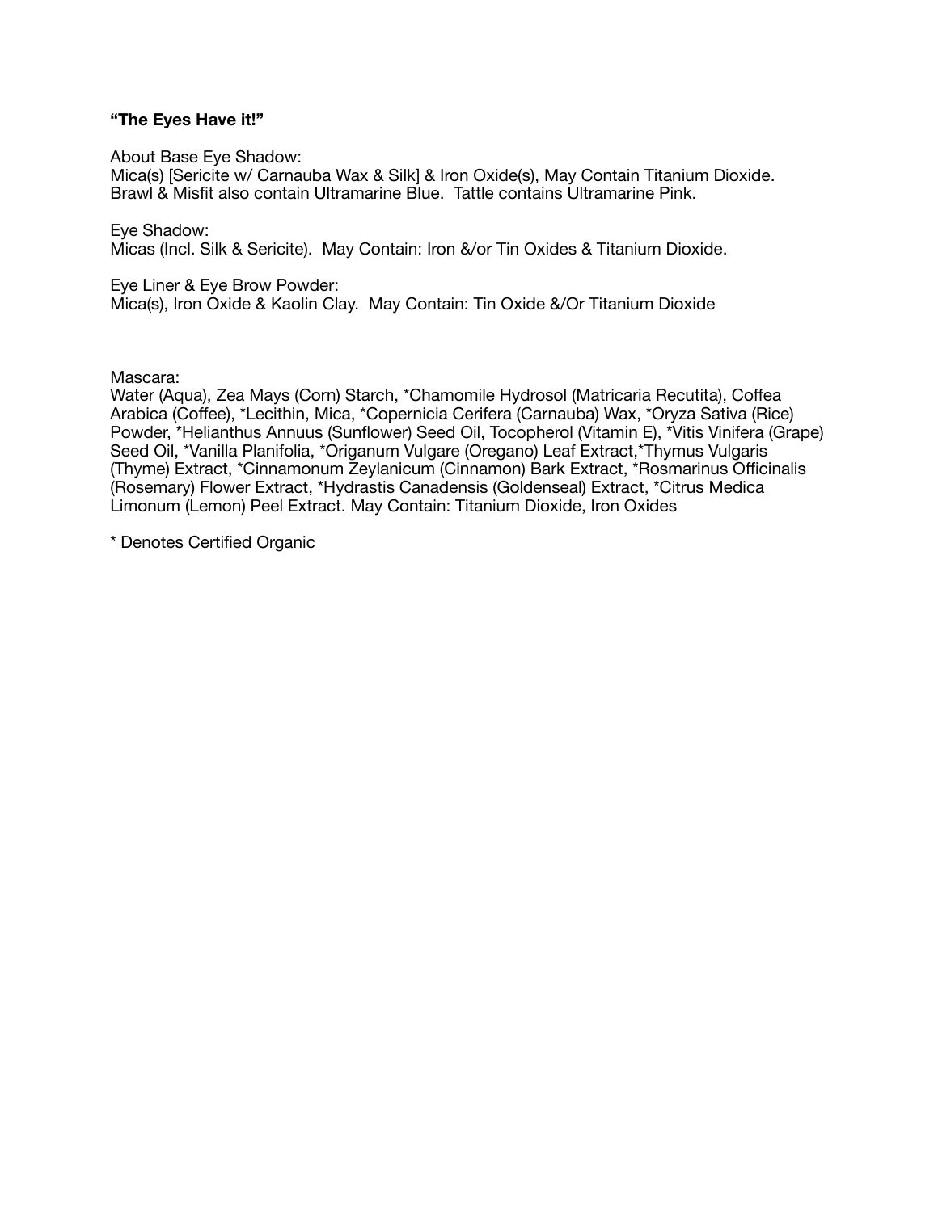**“The Eyes Have it!”**

About Base Eye Shadow:
Mica(s) [Sericite w/ Carnauba Wax & Silk] & Iron Oxide(s), May Contain Titanium Dioxide. Brawl & Misfit also contain Ultramarine Blue. Tattle contains Ultramarine Pink.

Eye Shadow:
Micas (Incl. Silk & Sericite). May Contain: Iron &/or Tin Oxides & Titanium Dioxide.

Eye Liner & Eye Brow Powder:
Mica(s), Iron Oxide & Kaolin Clay. May Contain: Tin Oxide &/Or Titanium Dioxide

Mascara:
Water (Aqua), Zea Mays (Corn) Starch, *Chamomile Hydrosol (Matricaria Recutita), Coffea Arabica (Coffee), *Lecithin, Mica, *Copernicia Cerifera (Carnauba) Wax, *Oryza Sativa (Rice) Powder, *Helianthus Annuus (Sunflower) Seed Oil, Tocopherol (Vitamin E), *Vitis Vinifera (Grape) Seed Oil, *Vanilla Planifolia, *Origanum Vulgare (Oregano) Leaf Extract,*Thymus Vulgaris (Thyme) Extract, *Cinnamonum Zeylanicum (Cinnamon) Bark Extract, *Rosmarinus Officinalis (Rosemary) Flower Extract, *Hydrastis Canadensis (Goldenseal) Extract, *Citrus Medica Limonum (Lemon) Peel Extract. May Contain: Titanium Dioxide, Iron Oxides

* Denotes Certified Organic